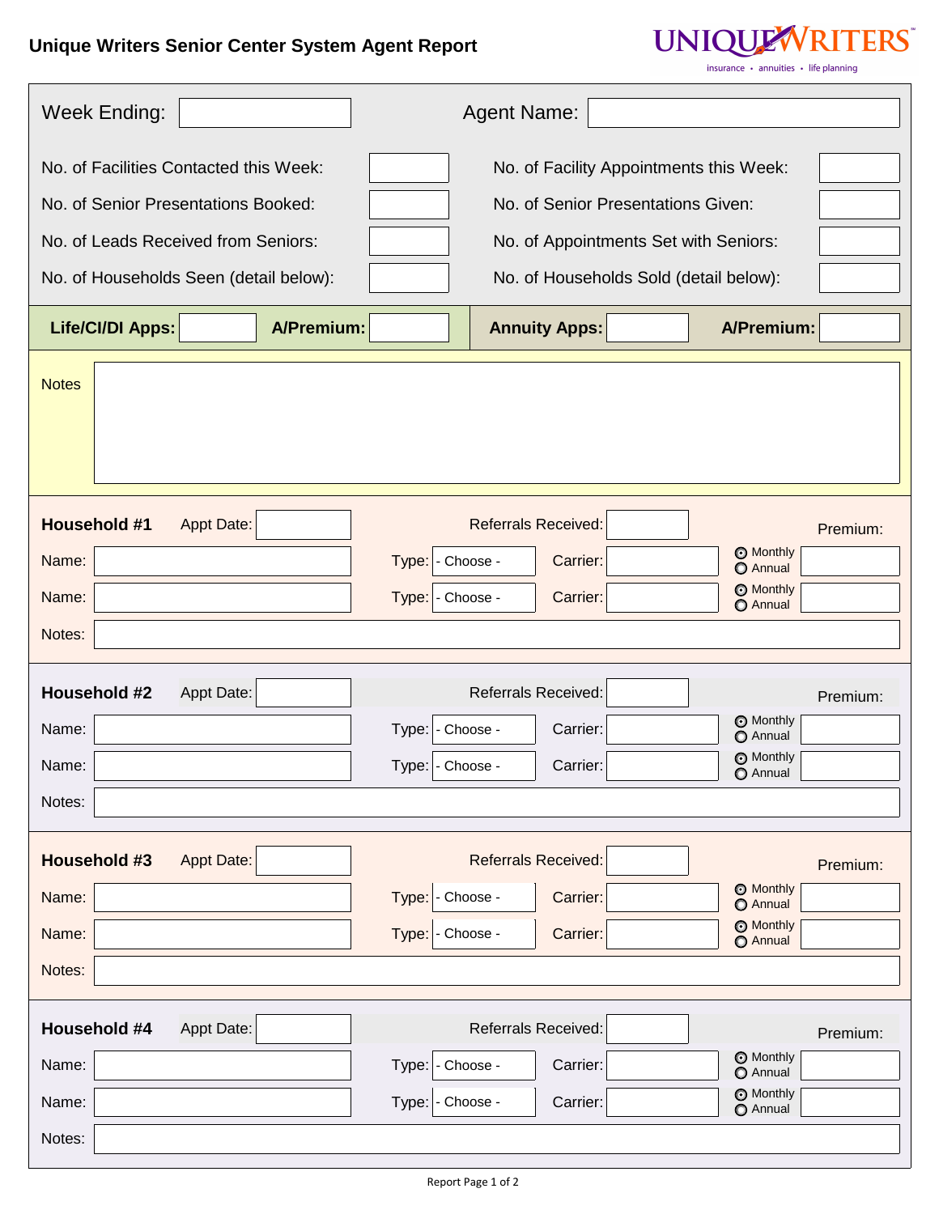# Unique Writers Senior Center System Agent Report

UNIQUEWRITERS
insurance • annuities • life planning

| | | | |
|---|---|---|---|
| Week Ending: | | Agent Name: | |
| No. of Facilities Contacted this Week: | | No. of Facility Appointments this Week: | |
| No. of Senior Presentations Booked: | | No. of Senior Presentations Given: | |
| No. of Leads Received from Seniors: | | No. of Appointments Set with Seniors: | |
| No. of Households Seen (detail below): | | No. of Households Sold (detail below): | |

| **Life/CI/DI Apps:** | | **A/Premium:** | | **Annuity Apps:** | | **A/Premium:** | |
|---|---|---|---|---|---|---|---|

Notes

## Household #1

Appt Date: | Referrals Received: | Premium:

| Name: | Type: | Carrier: | Premium: |
|---|---|---|---|
| | - Choose - | | ◉ Monthly ○ Annual |
| | - Choose - | | ◉ Monthly ○ Annual |

Notes:

## Household #2

Appt Date: | Referrals Received: | Premium:

| Name: | Type: | Carrier: | Premium: |
|---|---|---|---|
| | - Choose - | | ◉ Monthly ○ Annual |
| | - Choose - | | ◉ Monthly ○ Annual |

Notes:

## Household #3

Appt Date: | Referrals Received: | Premium:

| Name: | Type: | Carrier: | Premium: |
|---|---|---|---|
| | - Choose - | | ◉ Monthly ○ Annual |
| | - Choose - | | ◉ Monthly ○ Annual |

Notes:

## Household #4

Appt Date: | Referrals Received: | Premium:

| Name: | Type: | Carrier: | Premium: |
|---|---|---|---|
| | - Choose - | | ◉ Monthly ○ Annual |
| | - Choose - | | ◉ Monthly ○ Annual |

Notes: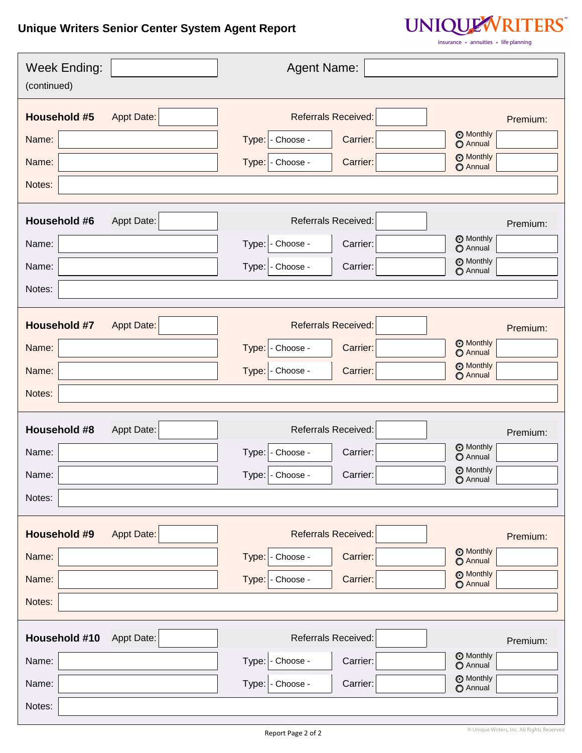# Unique Writers Senior Center System Agent Report

UNIQUE WRITERS™
insurance • annuities • life planning

Week Ending: ______ Agent Name: ______

(continued)

**Household #5** Appt Date: ______ Referrals Received: ______ Premium:

Name: ______ Type: - Choose - Carrier: ______ ⊙ Monthly ○ Annual ______

Name: ______ Type: - Choose - Carrier: ______ ⊙ Monthly ○ Annual ______

Notes: ______

**Household #6** Appt Date: ______ Referrals Received: ______ Premium:

Name: ______ Type: - Choose - Carrier: ______ ⊙ Monthly ○ Annual ______

Name: ______ Type: - Choose - Carrier: ______ ⊙ Monthly ○ Annual ______

Notes: ______

**Household #7** Appt Date: ______ Referrals Received: ______ Premium:

Name: ______ Type: - Choose - Carrier: ______ ⊙ Monthly ○ Annual ______

Name: ______ Type: - Choose - Carrier: ______ ⊙ Monthly ○ Annual ______

Notes: ______

**Household #8** Appt Date: ______ Referrals Received: ______ Premium:

Name: ______ Type: - Choose - Carrier: ______ ⊙ Monthly ○ Annual ______

Name: ______ Type: - Choose - Carrier: ______ ⊙ Monthly ○ Annual ______

Notes: ______

**Household #9** Appt Date: ______ Referrals Received: ______ Premium:

Name: ______ Type: - Choose - Carrier: ______ ⊙ Monthly ○ Annual ______

Name: ______ Type: - Choose - Carrier: ______ ⊙ Monthly ○ Annual ______

Notes: ______

**Household #10** Appt Date: ______ Referrals Received: ______ Premium:

Name: ______ Type: - Choose - Carrier: ______ ⊙ Monthly ○ Annual ______

Name: ______ Type: - Choose - Carrier: ______ ⊙ Monthly ○ Annual ______

Notes: ______

© Unique Writers, Inc. All Rights Reserved